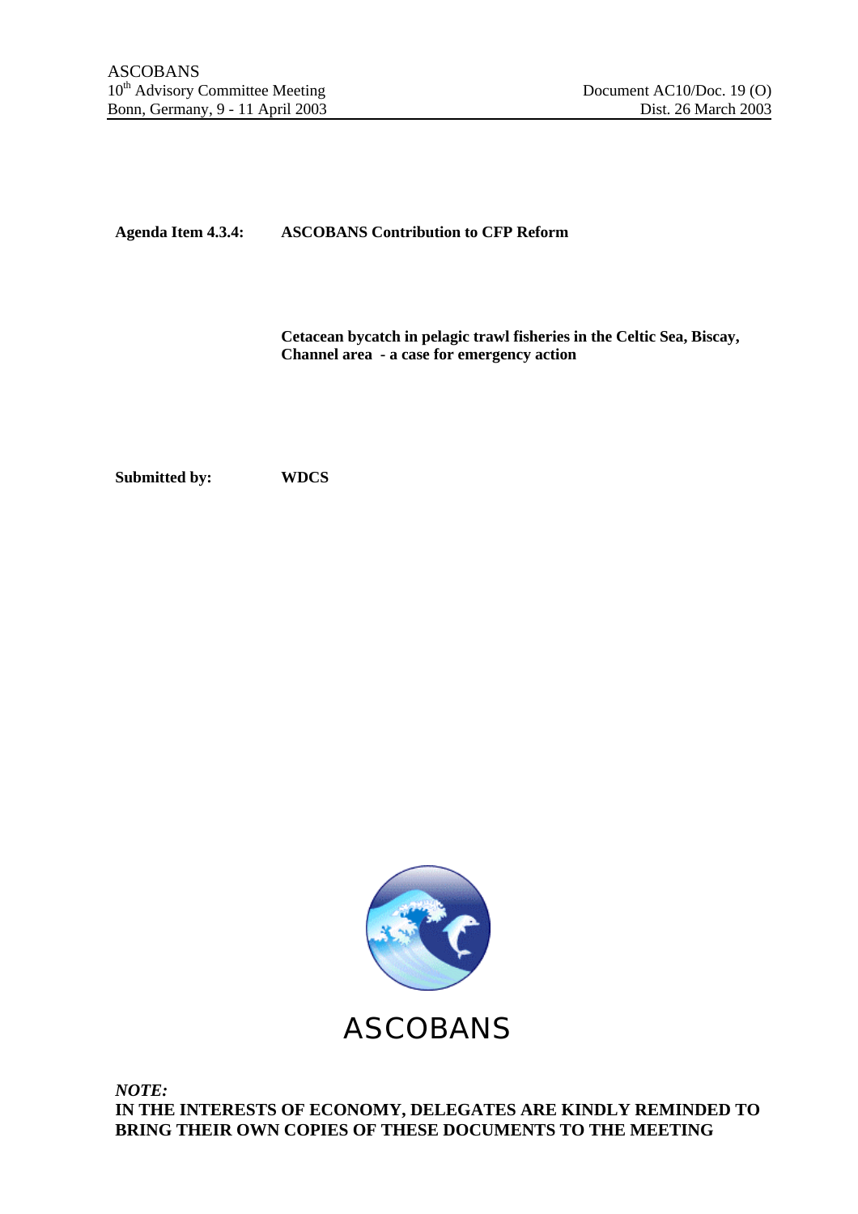ASCOBANS
10th Advisory Committee Meeting
Bonn, Germany, 9 - 11 April 2003

Document AC10/Doc. 19 (O)
Dist. 26 March 2003

**Agenda Item 4.3.4:** **ASCOBANS Contribution to CFP Reform**

**Cetacean bycatch in pelagic trawl fisheries in the Celtic Sea, Biscay, Channel area - a case for emergency action**

**Submitted by:** **WDCS**

ASCOBANS

*NOTE:*
**IN THE INTERESTS OF ECONOMY, DELEGATES ARE KINDLY REMINDED TO BRING THEIR OWN COPIES OF THESE DOCUMENTS TO THE MEETING**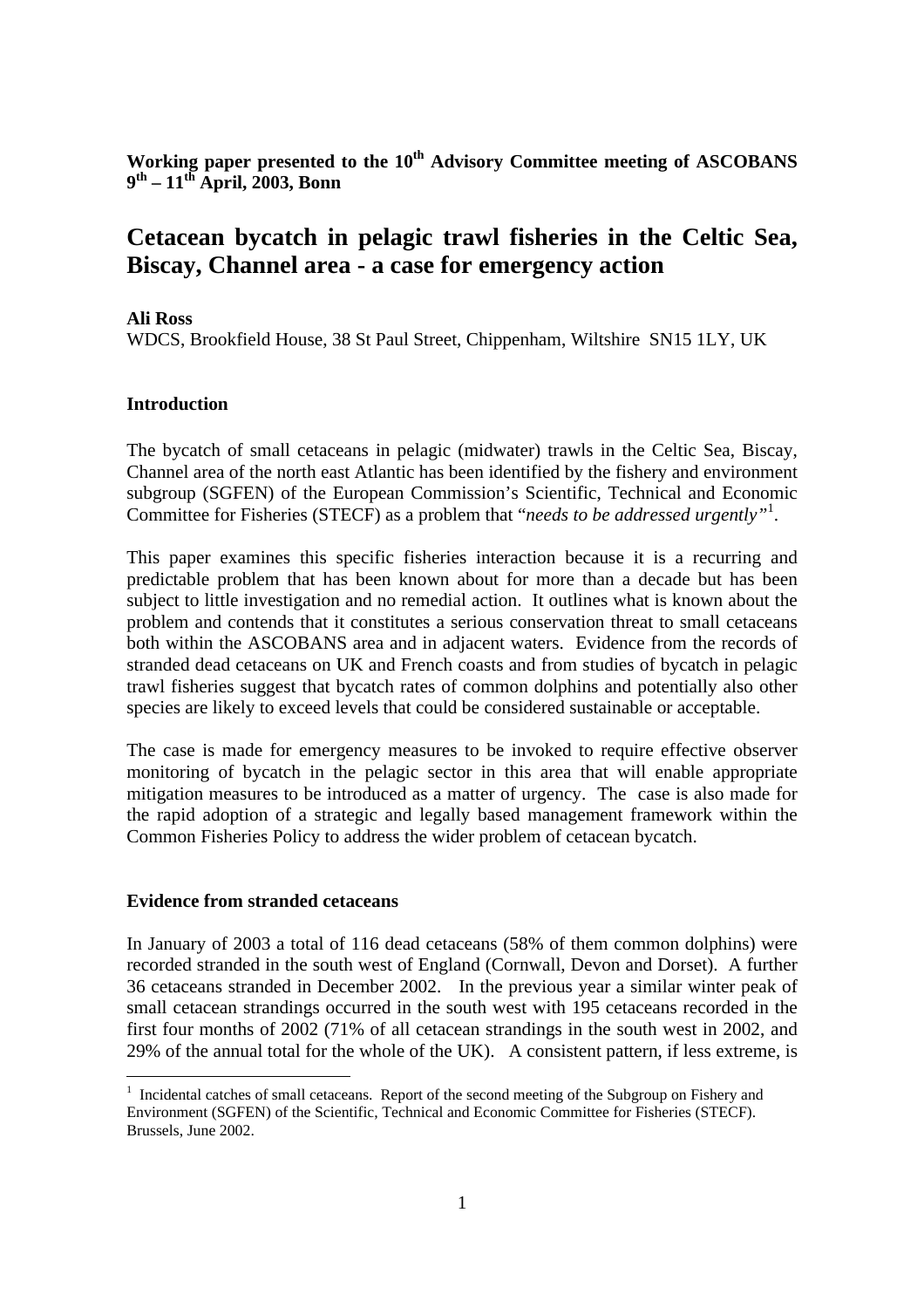**Working paper presented to the 10th Advisory Committee meeting of ASCOBANS 9th – 11th April, 2003, Bonn**

# Cetacean bycatch in pelagic trawl fisheries in the Celtic Sea, Biscay, Channel area - a case for emergency action

**Ali Ross**

WDCS, Brookfield House, 38 St Paul Street, Chippenham, Wiltshire SN15 1LY, UK

## Introduction

The bycatch of small cetaceans in pelagic (midwater) trawls in the Celtic Sea, Biscay, Channel area of the north east Atlantic has been identified by the fishery and environment subgroup (SGFEN) of the European Commission's Scientific, Technical and Economic Committee for Fisheries (STECF) as a problem that "*needs to be addressed urgently*"[1].

This paper examines this specific fisheries interaction because it is a recurring and predictable problem that has been known about for more than a decade but has been subject to little investigation and no remedial action. It outlines what is known about the problem and contends that it constitutes a serious conservation threat to small cetaceans both within the ASCOBANS area and in adjacent waters. Evidence from the records of stranded dead cetaceans on UK and French coasts and from studies of bycatch in pelagic trawl fisheries suggest that bycatch rates of common dolphins and potentially also other species are likely to exceed levels that could be considered sustainable or acceptable.

The case is made for emergency measures to be invoked to require effective observer monitoring of bycatch in the pelagic sector in this area that will enable appropriate mitigation measures to be introduced as a matter of urgency. The case is also made for the rapid adoption of a strategic and legally based management framework within the Common Fisheries Policy to address the wider problem of cetacean bycatch.

## Evidence from stranded cetaceans

In January of 2003 a total of 116 dead cetaceans (58% of them common dolphins) were recorded stranded in the south west of England (Cornwall, Devon and Dorset). A further 36 cetaceans stranded in December 2002. In the previous year a similar winter peak of small cetacean strandings occurred in the south west with 195 cetaceans recorded in the first four months of 2002 (71% of all cetacean strandings in the south west in 2002, and 29% of the annual total for the whole of the UK). A consistent pattern, if less extreme, is

[1] Incidental catches of small cetaceans. Report of the second meeting of the Subgroup on Fishery and Environment (SGFEN) of the Scientific, Technical and Economic Committee for Fisheries (STECF). Brussels, June 2002.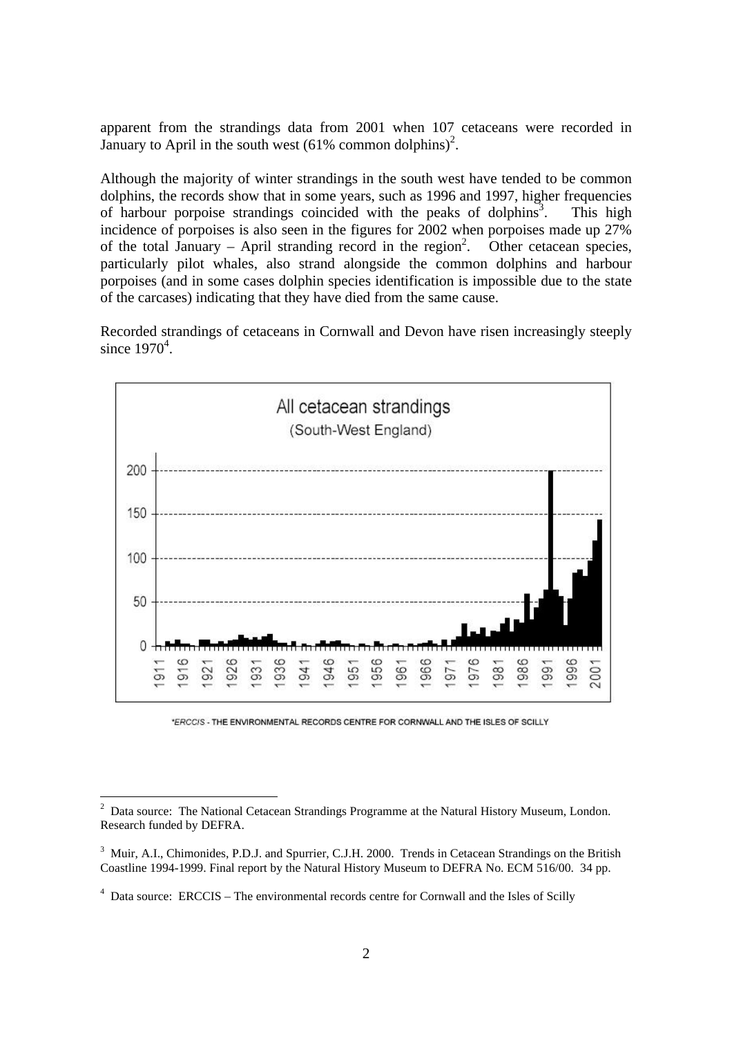apparent from the strandings data from 2001 when 107 cetaceans were recorded in January to April in the south west (61% common dolphins)[2].

Although the majority of winter strandings in the south west have tended to be common dolphins, the records show that in some years, such as 1996 and 1997, higher frequencies of harbour porpoise strandings coincided with the peaks of dolphins[3]. This high incidence of porpoises is also seen in the figures for 2002 when porpoises made up 27% of the total January – April stranding record in the region[2]. Other cetacean species, particularly pilot whales, also strand alongside the common dolphins and harbour porpoises (and in some cases dolphin species identification is impossible due to the state of the carcases) indicating that they have died from the same cause.

Recorded strandings of cetaceans in Cornwall and Devon have risen increasingly steeply since 1970[4].

All cetacean strandings (South-West England)

*ERCCIS - THE ENVIRONMENTAL RECORDS CENTRE FOR CORNWALL AND THE ISLES OF SCILLY

---

[2] Data source: The National Cetacean Strandings Programme at the Natural History Museum, London. Research funded by DEFRA.

[3] Muir, A.I., Chimonides, P.D.J. and Spurrier, C.J.H. 2000. Trends in Cetacean Strandings on the British Coastline 1994-1999. Final report by the Natural History Museum to DEFRA No. ECM 516/00. 34 pp.

[4] Data source: ERCCIS – The environmental records centre for Cornwall and the Isles of Scilly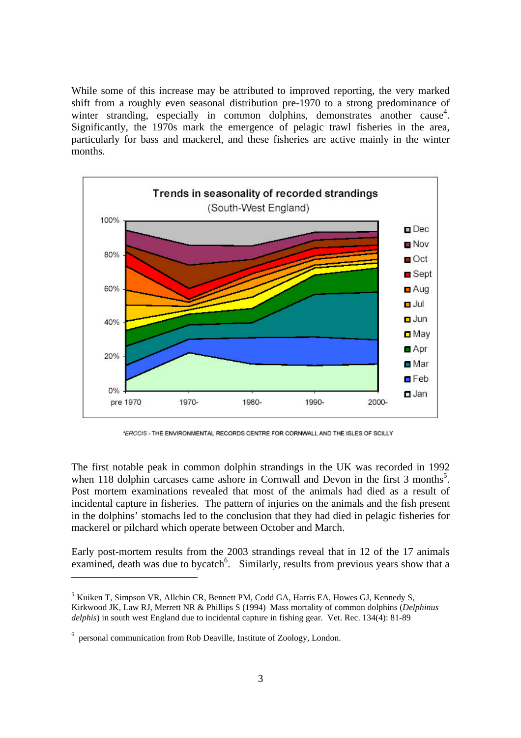While some of this increase may be attributed to improved reporting, the very marked shift from a roughly even seasonal distribution pre-1970 to a strong predominance of winter stranding, especially in common dolphins, demonstrates another cause[4]. Significantly, the 1970s mark the emergence of pelagic trawl fisheries in the area, particularly for bass and mackerel, and these fisheries are active mainly in the winter months.

**Trends in seasonality of recorded strandings**
(South-West England)

*ERCCIS - THE ENVIRONMENTAL RECORDS CENTRE FOR CORNWALL AND THE ISLES OF SCILLY

The first notable peak in common dolphin strandings in the UK was recorded in 1992 when 118 dolphin carcases came ashore in Cornwall and Devon in the first 3 months[5]. Post mortem examinations revealed that most of the animals had died as a result of incidental capture in fisheries. The pattern of injuries on the animals and the fish present in the dolphins' stomachs led to the conclusion that they had died in pelagic fisheries for mackerel or pilchard which operate between October and March.

Early post-mortem results from the 2003 strandings reveal that in 12 of the 17 animals examined, death was due to bycatch[6]. Similarly, results from previous years show that a

---

[5] Kuiken T, Simpson VR, Allchin CR, Bennett PM, Codd GA, Harris EA, Howes GJ, Kennedy S, Kirkwood JK, Law RJ, Merrett NR & Phillips S (1994) Mass mortality of common dolphins (*Delphinus delphis*) in south west England due to incidental capture in fishing gear. Vet. Rec. 134(4): 81-89

[6] personal communication from Rob Deaville, Institute of Zoology, London.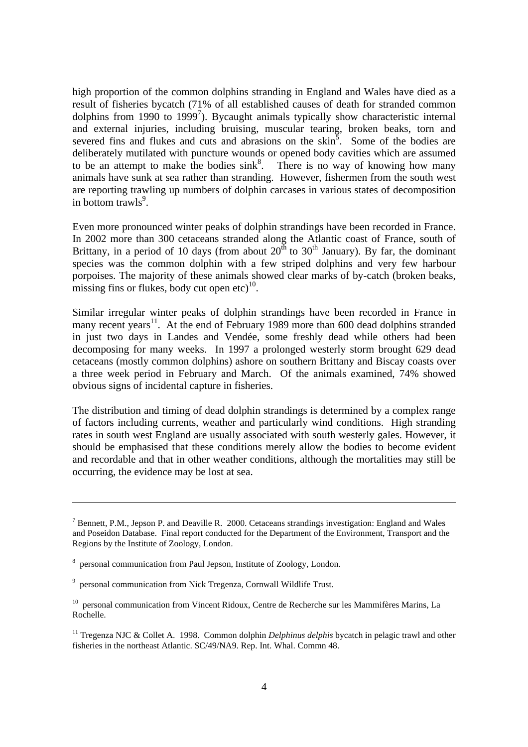high proportion of the common dolphins stranding in England and Wales have died as a result of fisheries bycatch (71% of all established causes of death for stranded common dolphins from 1990 to 1999[7]). Bycaught animals typically show characteristic internal and external injuries, including bruising, muscular tearing, broken beaks, torn and severed fins and flukes and cuts and abrasions on the skin[5]. Some of the bodies are deliberately mutilated with puncture wounds or opened body cavities which are assumed to be an attempt to make the bodies sink[8]. There is no way of knowing how many animals have sunk at sea rather than stranding. However, fishermen from the south west are reporting trawling up numbers of dolphin carcases in various states of decomposition in bottom trawls[9].

Even more pronounced winter peaks of dolphin strandings have been recorded in France. In 2002 more than 300 cetaceans stranded along the Atlantic coast of France, south of Brittany, in a period of 10 days (from about 20th to 30th January). By far, the dominant species was the common dolphin with a few striped dolphins and very few harbour porpoises. The majority of these animals showed clear marks of by-catch (broken beaks, missing fins or flukes, body cut open etc)[10].

Similar irregular winter peaks of dolphin strandings have been recorded in France in many recent years[11]. At the end of February 1989 more than 600 dead dolphins stranded in just two days in Landes and Vendée, some freshly dead while others had been decomposing for many weeks. In 1997 a prolonged westerly storm brought 629 dead cetaceans (mostly common dolphins) ashore on southern Brittany and Biscay coasts over a three week period in February and March. Of the animals examined, 74% showed obvious signs of incidental capture in fisheries.

The distribution and timing of dead dolphin strandings is determined by a complex range of factors including currents, weather and particularly wind conditions. High stranding rates in south west England are usually associated with south westerly gales. However, it should be emphasised that these conditions merely allow the bodies to become evident and recordable and that in other weather conditions, although the mortalities may still be occurring, the evidence may be lost at sea.

---

[7] Bennett, P.M., Jepson P. and Deaville R. 2000. Cetaceans strandings investigation: England and Wales and Poseidon Database. Final report conducted for the Department of the Environment, Transport and the Regions by the Institute of Zoology, London.

[8] personal communication from Paul Jepson, Institute of Zoology, London.

[9] personal communication from Nick Tregenza, Cornwall Wildlife Trust.

[10] personal communication from Vincent Ridoux, Centre de Recherche sur les Mammifères Marins, La Rochelle.

[11] Tregenza NJC & Collet A. 1998. Common dolphin *Delphinus delphis* bycatch in pelagic trawl and other fisheries in the northeast Atlantic. SC/49/NA9. Rep. Int. Whal. Commn 48.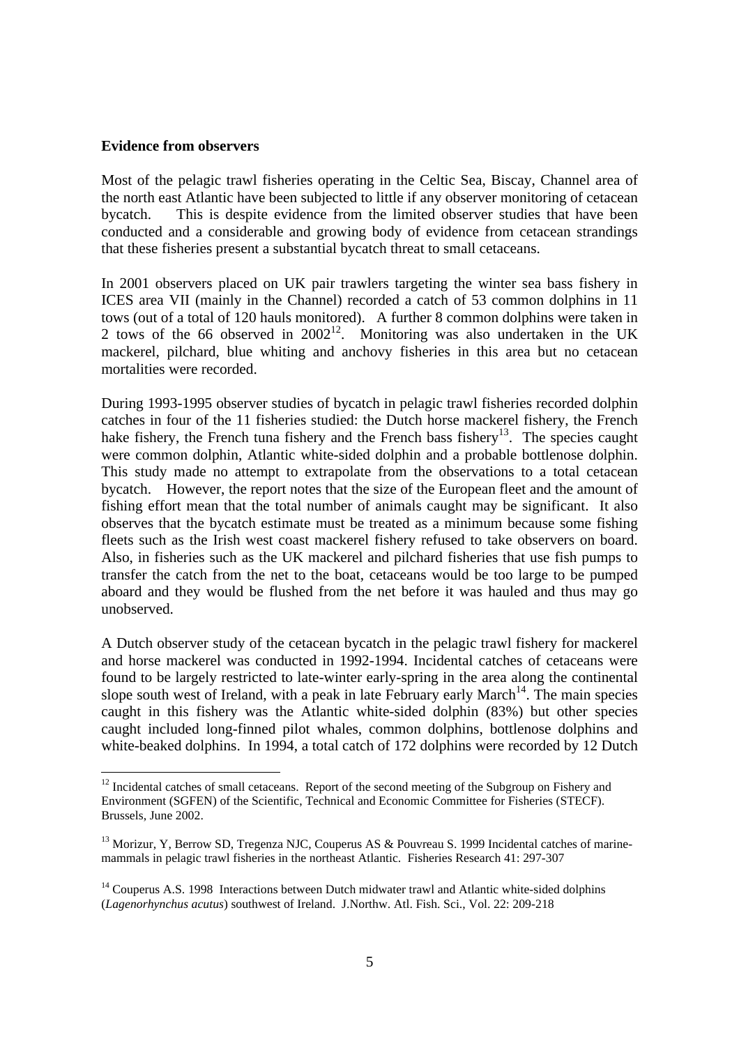**Evidence from observers**

Most of the pelagic trawl fisheries operating in the Celtic Sea, Biscay, Channel area of the north east Atlantic have been subjected to little if any observer monitoring of cetacean bycatch. This is despite evidence from the limited observer studies that have been conducted and a considerable and growing body of evidence from cetacean strandings that these fisheries present a substantial bycatch threat to small cetaceans.

In 2001 observers placed on UK pair trawlers targeting the winter sea bass fishery in ICES area VII (mainly in the Channel) recorded a catch of 53 common dolphins in 11 tows (out of a total of 120 hauls monitored). A further 8 common dolphins were taken in 2 tows of the 66 observed in 2002[12]. Monitoring was also undertaken in the UK mackerel, pilchard, blue whiting and anchovy fisheries in this area but no cetacean mortalities were recorded.

During 1993-1995 observer studies of bycatch in pelagic trawl fisheries recorded dolphin catches in four of the 11 fisheries studied: the Dutch horse mackerel fishery, the French hake fishery, the French tuna fishery and the French bass fishery[13]. The species caught were common dolphin, Atlantic white-sided dolphin and a probable bottlenose dolphin. This study made no attempt to extrapolate from the observations to a total cetacean bycatch. However, the report notes that the size of the European fleet and the amount of fishing effort mean that the total number of animals caught may be significant. It also observes that the bycatch estimate must be treated as a minimum because some fishing fleets such as the Irish west coast mackerel fishery refused to take observers on board. Also, in fisheries such as the UK mackerel and pilchard fisheries that use fish pumps to transfer the catch from the net to the boat, cetaceans would be too large to be pumped aboard and they would be flushed from the net before it was hauled and thus may go unobserved.

A Dutch observer study of the cetacean bycatch in the pelagic trawl fishery for mackerel and horse mackerel was conducted in 1992-1994. Incidental catches of cetaceans were found to be largely restricted to late-winter early-spring in the area along the continental slope south west of Ireland, with a peak in late February early March[14]. The main species caught in this fishery was the Atlantic white-sided dolphin (83%) but other species caught included long-finned pilot whales, common dolphins, bottlenose dolphins and white-beaked dolphins. In 1994, a total catch of 172 dolphins were recorded by 12 Dutch

---

[12] Incidental catches of small cetaceans. Report of the second meeting of the Subgroup on Fishery and Environment (SGFEN) of the Scientific, Technical and Economic Committee for Fisheries (STECF). Brussels, June 2002.

[13] Morizur, Y, Berrow SD, Tregenza NJC, Couperus AS & Pouvreau S. 1999 Incidental catches of marine-mammals in pelagic trawl fisheries in the northeast Atlantic. Fisheries Research 41: 297-307

[14] Couperus A.S. 1998 Interactions between Dutch midwater trawl and Atlantic white-sided dolphins (*Lagenorhynchus acutus*) southwest of Ireland. J.Northw. Atl. Fish. Sci., Vol. 22: 209-218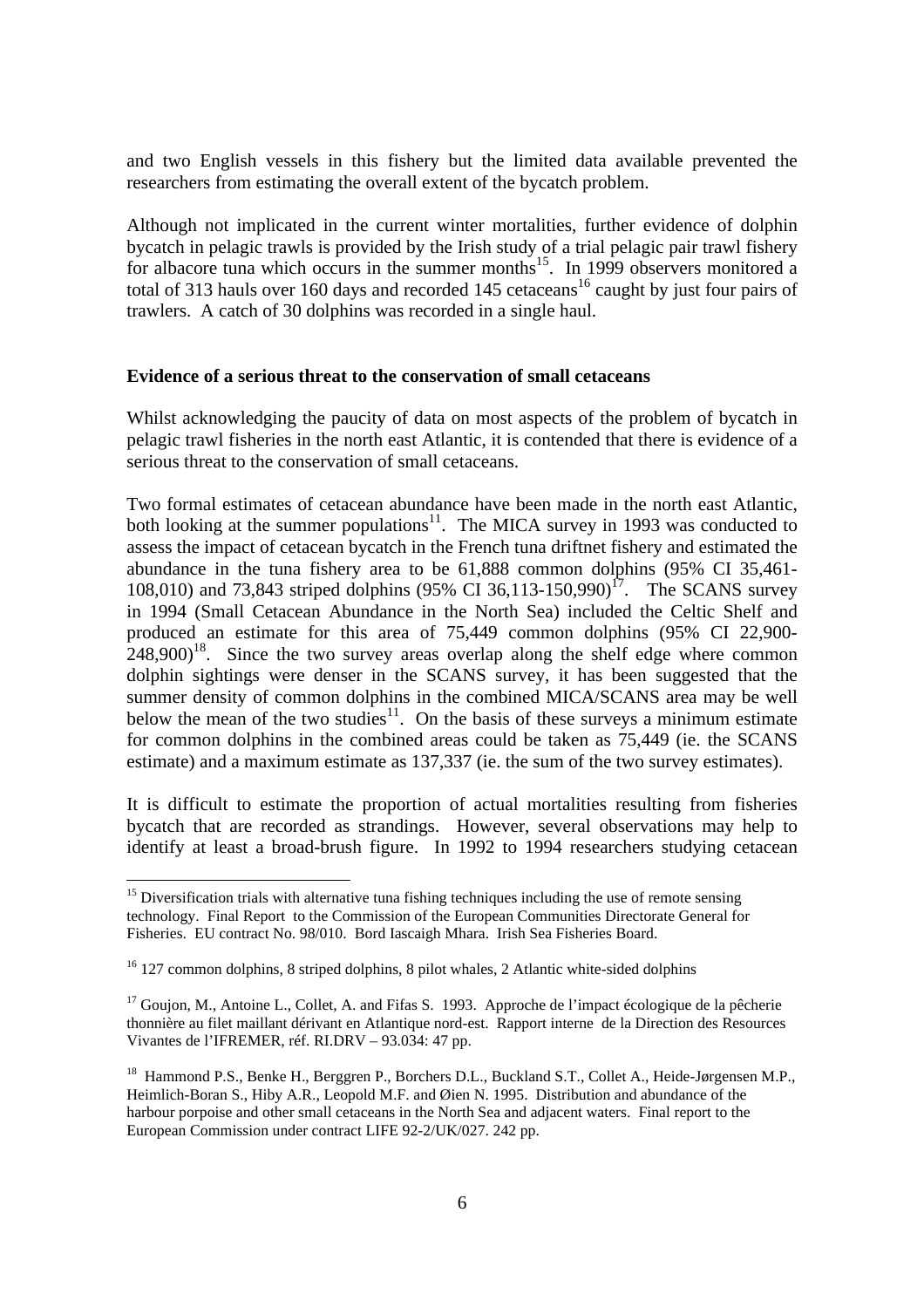and two English vessels in this fishery but the limited data available prevented the researchers from estimating the overall extent of the bycatch problem.

Although not implicated in the current winter mortalities, further evidence of dolphin bycatch in pelagic trawls is provided by the Irish study of a trial pelagic pair trawl fishery for albacore tuna which occurs in the summer months[15]. In 1999 observers monitored a total of 313 hauls over 160 days and recorded 145 cetaceans[16] caught by just four pairs of trawlers. A catch of 30 dolphins was recorded in a single haul.

**Evidence of a serious threat to the conservation of small cetaceans**

Whilst acknowledging the paucity of data on most aspects of the problem of bycatch in pelagic trawl fisheries in the north east Atlantic, it is contended that there is evidence of a serious threat to the conservation of small cetaceans.

Two formal estimates of cetacean abundance have been made in the north east Atlantic, both looking at the summer populations[11]. The MICA survey in 1993 was conducted to assess the impact of cetacean bycatch in the French tuna driftnet fishery and estimated the abundance in the tuna fishery area to be 61,888 common dolphins (95% CI 35,461-108,010) and 73,843 striped dolphins (95% CI 36,113-150,990)[17]. The SCANS survey in 1994 (Small Cetacean Abundance in the North Sea) included the Celtic Shelf and produced an estimate for this area of 75,449 common dolphins (95% CI 22,900-248,900)[18]. Since the two survey areas overlap along the shelf edge where common dolphin sightings were denser in the SCANS survey, it has been suggested that the summer density of common dolphins in the combined MICA/SCANS area may be well below the mean of the two studies[11]. On the basis of these surveys a minimum estimate for common dolphins in the combined areas could be taken as 75,449 (ie. the SCANS estimate) and a maximum estimate as 137,337 (ie. the sum of the two survey estimates).

It is difficult to estimate the proportion of actual mortalities resulting from fisheries bycatch that are recorded as strandings. However, several observations may help to identify at least a broad-brush figure. In 1992 to 1994 researchers studying cetacean

---

[15] Diversification trials with alternative tuna fishing techniques including the use of remote sensing technology. Final Report to the Commission of the European Communities Directorate General for Fisheries. EU contract No. 98/010. Bord Iascaigh Mhara. Irish Sea Fisheries Board.

[16] 127 common dolphins, 8 striped dolphins, 8 pilot whales, 2 Atlantic white-sided dolphins

[17] Goujon, M., Antoine L., Collet, A. and Fifas S. 1993. Approche de l'impact écologique de la pêcherie thonnière au filet maillant dérivant en Atlantique nord-est. Rapport interne de la Direction des Resources Vivantes de l'IFREMER, réf. RI.DRV – 93.034: 47 pp.

[18] Hammond P.S., Benke H., Berggren P., Borchers D.L., Buckland S.T., Collet A., Heide-Jørgensen M.P., Heimlich-Boran S., Hiby A.R., Leopold M.F. and Øien N. 1995. Distribution and abundance of the harbour porpoise and other small cetaceans in the North Sea and adjacent waters. Final report to the European Commission under contract LIFE 92-2/UK/027. 242 pp.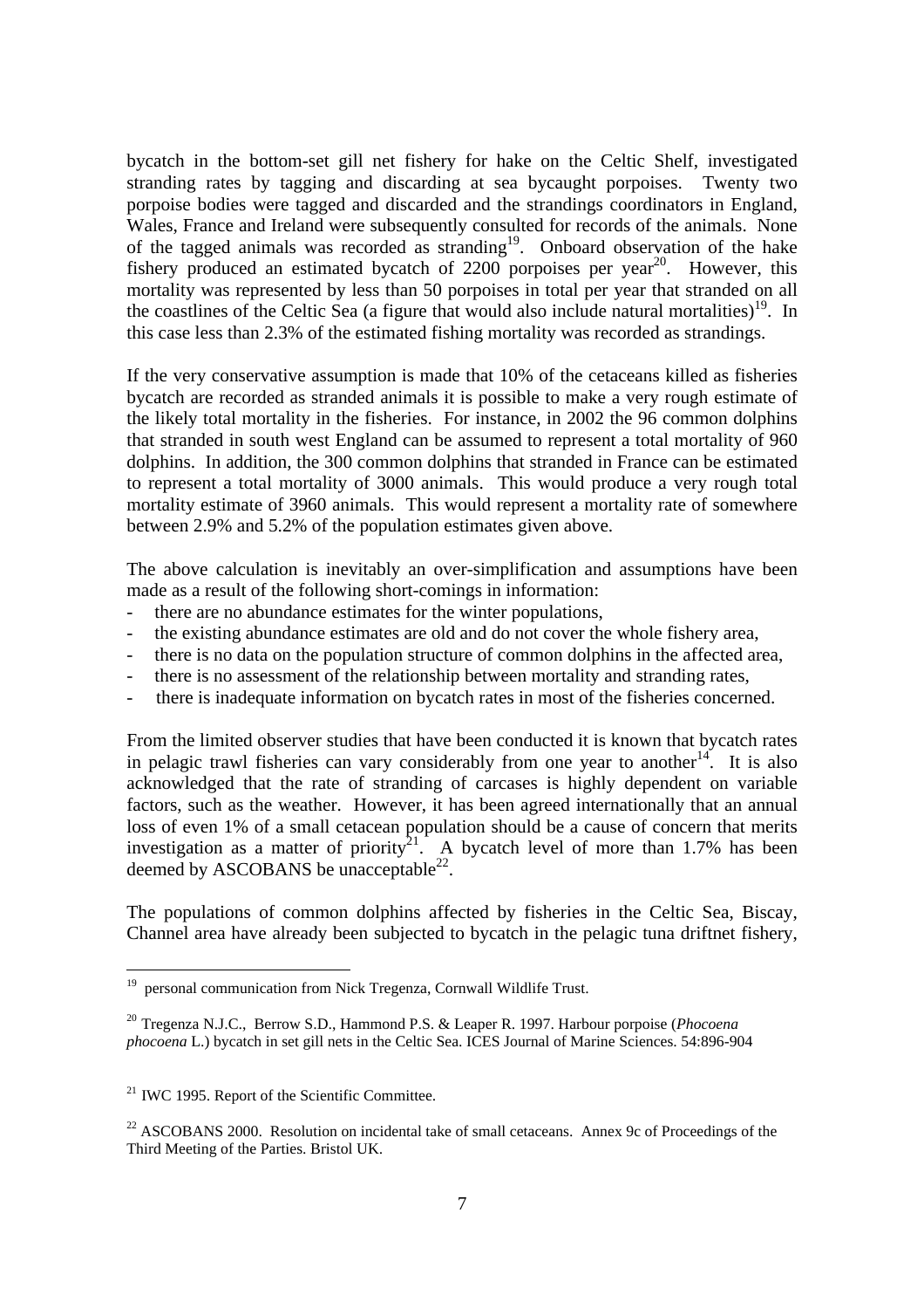bycatch in the bottom-set gill net fishery for hake on the Celtic Shelf, investigated stranding rates by tagging and discarding at sea bycaught porpoises. Twenty two porpoise bodies were tagged and discarded and the strandings coordinators in England, Wales, France and Ireland were subsequently consulted for records of the animals. None of the tagged animals was recorded as stranding[19]. Onboard observation of the hake fishery produced an estimated bycatch of 2200 porpoises per year[20]. However, this mortality was represented by less than 50 porpoises in total per year that stranded on all the coastlines of the Celtic Sea (a figure that would also include natural mortalities)[19]. In this case less than 2.3% of the estimated fishing mortality was recorded as strandings.

If the very conservative assumption is made that 10% of the cetaceans killed as fisheries bycatch are recorded as stranded animals it is possible to make a very rough estimate of the likely total mortality in the fisheries. For instance, in 2002 the 96 common dolphins that stranded in south west England can be assumed to represent a total mortality of 960 dolphins. In addition, the 300 common dolphins that stranded in France can be estimated to represent a total mortality of 3000 animals. This would produce a very rough total mortality estimate of 3960 animals. This would represent a mortality rate of somewhere between 2.9% and 5.2% of the population estimates given above.

The above calculation is inevitably an over-simplification and assumptions have been made as a result of the following short-comings in information:

- there are no abundance estimates for the winter populations,
- the existing abundance estimates are old and do not cover the whole fishery area,
- there is no data on the population structure of common dolphins in the affected area,
- there is no assessment of the relationship between mortality and stranding rates,
- there is inadequate information on bycatch rates in most of the fisheries concerned.

From the limited observer studies that have been conducted it is known that bycatch rates in pelagic trawl fisheries can vary considerably from one year to another[14]. It is also acknowledged that the rate of stranding of carcases is highly dependent on variable factors, such as the weather. However, it has been agreed internationally that an annual loss of even 1% of a small cetacean population should be a cause of concern that merits investigation as a matter of priority[21]. A bycatch level of more than 1.7% has been deemed by ASCOBANS be unacceptable[22].

The populations of common dolphins affected by fisheries in the Celtic Sea, Biscay, Channel area have already been subjected to bycatch in the pelagic tuna driftnet fishery,

---

[19] personal communication from Nick Tregenza, Cornwall Wildlife Trust.

[20] Tregenza N.J.C., Berrow S.D., Hammond P.S. & Leaper R. 1997. Harbour porpoise (*Phocoena phocoena* L.) bycatch in set gill nets in the Celtic Sea. ICES Journal of Marine Sciences. 54:896-904

[21] IWC 1995. Report of the Scientific Committee.

[22] ASCOBANS 2000. Resolution on incidental take of small cetaceans. Annex 9c of Proceedings of the Third Meeting of the Parties. Bristol UK.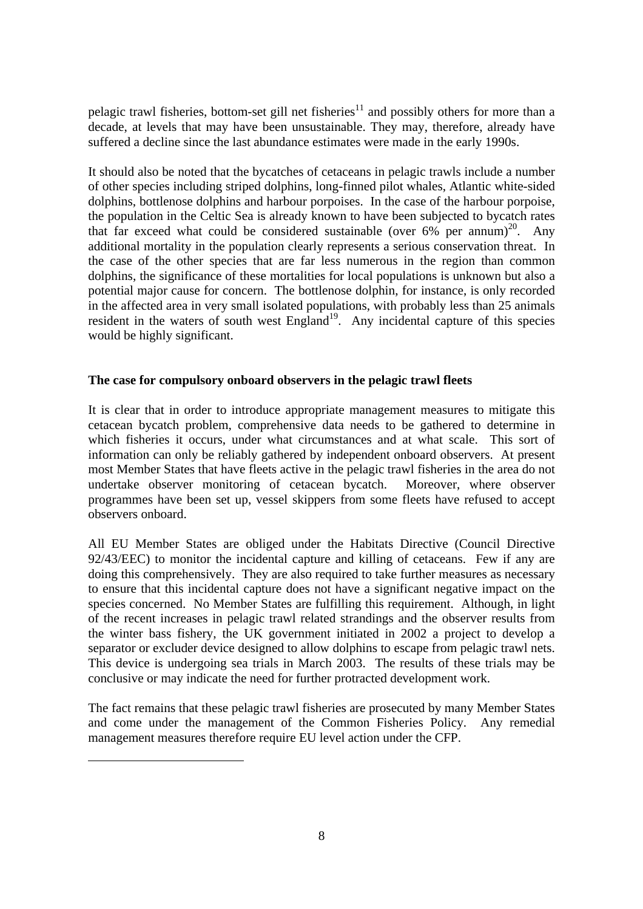pelagic trawl fisheries, bottom-set gill net fisheries[11] and possibly others for more than a decade, at levels that may have been unsustainable. They may, therefore, already have suffered a decline since the last abundance estimates were made in the early 1990s.

It should also be noted that the bycatches of cetaceans in pelagic trawls include a number of other species including striped dolphins, long-finned pilot whales, Atlantic white-sided dolphins, bottlenose dolphins and harbour porpoises. In the case of the harbour porpoise, the population in the Celtic Sea is already known to have been subjected to bycatch rates that far exceed what could be considered sustainable (over 6% per annum)[20]. Any additional mortality in the population clearly represents a serious conservation threat. In the case of the other species that are far less numerous in the region than common dolphins, the significance of these mortalities for local populations is unknown but also a potential major cause for concern. The bottlenose dolphin, for instance, is only recorded in the affected area in very small isolated populations, with probably less than 25 animals resident in the waters of south west England[19]. Any incidental capture of this species would be highly significant.

**The case for compulsory onboard observers in the pelagic trawl fleets**

It is clear that in order to introduce appropriate management measures to mitigate this cetacean bycatch problem, comprehensive data needs to be gathered to determine in which fisheries it occurs, under what circumstances and at what scale. This sort of information can only be reliably gathered by independent onboard observers. At present most Member States that have fleets active in the pelagic trawl fisheries in the area do not undertake observer monitoring of cetacean bycatch. Moreover, where observer programmes have been set up, vessel skippers from some fleets have refused to accept observers onboard.

All EU Member States are obliged under the Habitats Directive (Council Directive 92/43/EEC) to monitor the incidental capture and killing of cetaceans. Few if any are doing this comprehensively. They are also required to take further measures as necessary to ensure that this incidental capture does not have a significant negative impact on the species concerned. No Member States are fulfilling this requirement. Although, in light of the recent increases in pelagic trawl related strandings and the observer results from the winter bass fishery, the UK government initiated in 2002 a project to develop a separator or excluder device designed to allow dolphins to escape from pelagic trawl nets. This device is undergoing sea trials in March 2003. The results of these trials may be conclusive or may indicate the need for further protracted development work.

The fact remains that these pelagic trawl fisheries are prosecuted by many Member States and come under the management of the Common Fisheries Policy. Any remedial management measures therefore require EU level action under the CFP.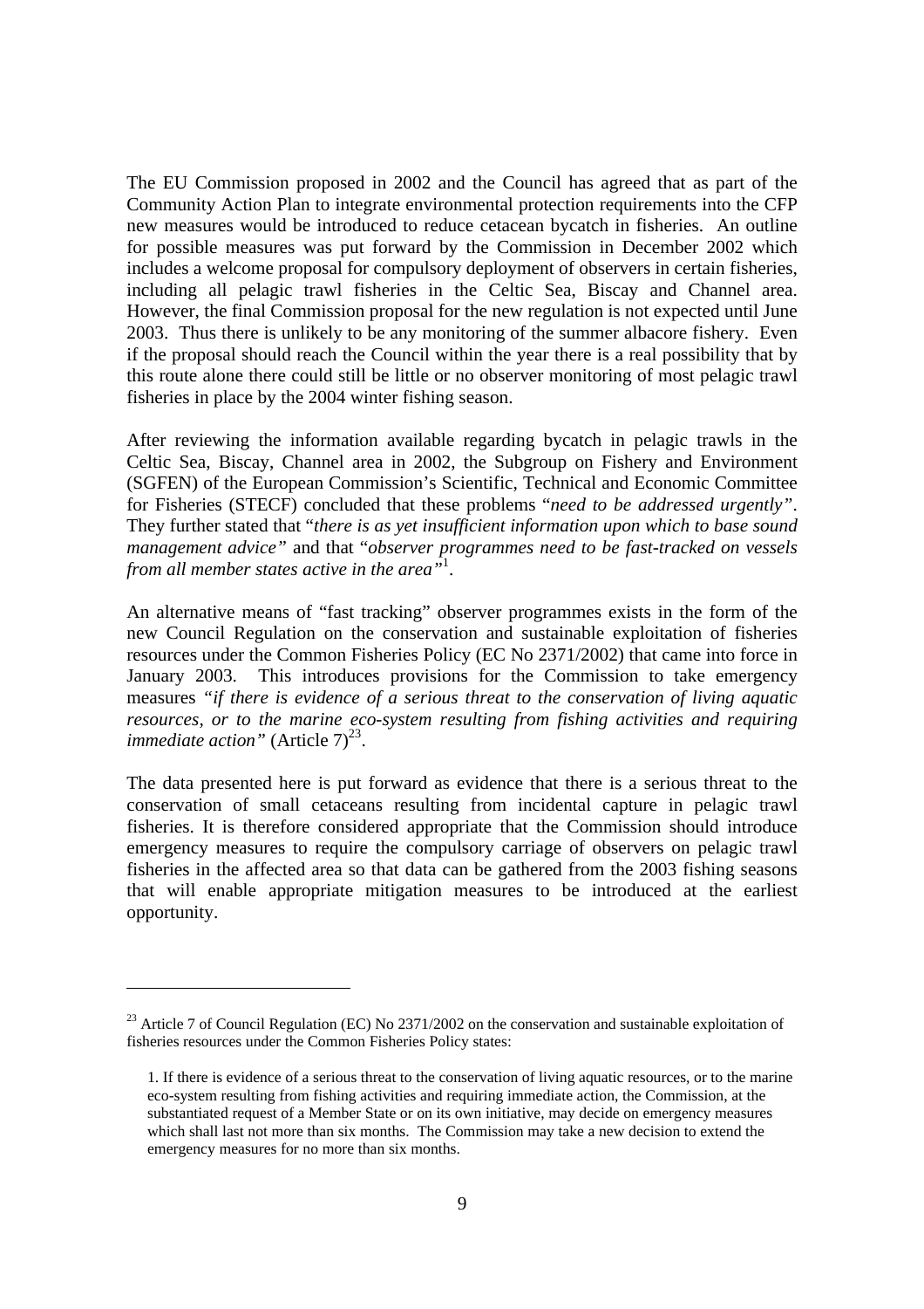The EU Commission proposed in 2002 and the Council has agreed that as part of the Community Action Plan to integrate environmental protection requirements into the CFP new measures would be introduced to reduce cetacean bycatch in fisheries. An outline for possible measures was put forward by the Commission in December 2002 which includes a welcome proposal for compulsory deployment of observers in certain fisheries, including all pelagic trawl fisheries in the Celtic Sea, Biscay and Channel area. However, the final Commission proposal for the new regulation is not expected until June 2003. Thus there is unlikely to be any monitoring of the summer albacore fishery. Even if the proposal should reach the Council within the year there is a real possibility that by this route alone there could still be little or no observer monitoring of most pelagic trawl fisheries in place by the 2004 winter fishing season.

After reviewing the information available regarding bycatch in pelagic trawls in the Celtic Sea, Biscay, Channel area in 2002, the Subgroup on Fishery and Environment (SGFEN) of the European Commission's Scientific, Technical and Economic Committee for Fisheries (STECF) concluded that these problems "*need to be addressed urgently*". They further stated that "*there is as yet insufficient information upon which to base sound management advice*" and that "*observer programmes need to be fast-tracked on vessels from all member states active in the area*"[1].

An alternative means of "fast tracking" observer programmes exists in the form of the new Council Regulation on the conservation and sustainable exploitation of fisheries resources under the Common Fisheries Policy (EC No 2371/2002) that came into force in January 2003. This introduces provisions for the Commission to take emergency measures *"if there is evidence of a serious threat to the conservation of living aquatic resources, or to the marine eco-system resulting from fishing activities and requiring immediate action"* (Article 7)[23].

The data presented here is put forward as evidence that there is a serious threat to the conservation of small cetaceans resulting from incidental capture in pelagic trawl fisheries. It is therefore considered appropriate that the Commission should introduce emergency measures to require the compulsory carriage of observers on pelagic trawl fisheries in the affected area so that data can be gathered from the 2003 fishing seasons that will enable appropriate mitigation measures to be introduced at the earliest opportunity.

---

[23] Article 7 of Council Regulation (EC) No 2371/2002 on the conservation and sustainable exploitation of fisheries resources under the Common Fisheries Policy states:

1. If there is evidence of a serious threat to the conservation of living aquatic resources, or to the marine eco-system resulting from fishing activities and requiring immediate action, the Commission, at the substantiated request of a Member State or on its own initiative, may decide on emergency measures which shall last not more than six months. The Commission may take a new decision to extend the emergency measures for no more than six months.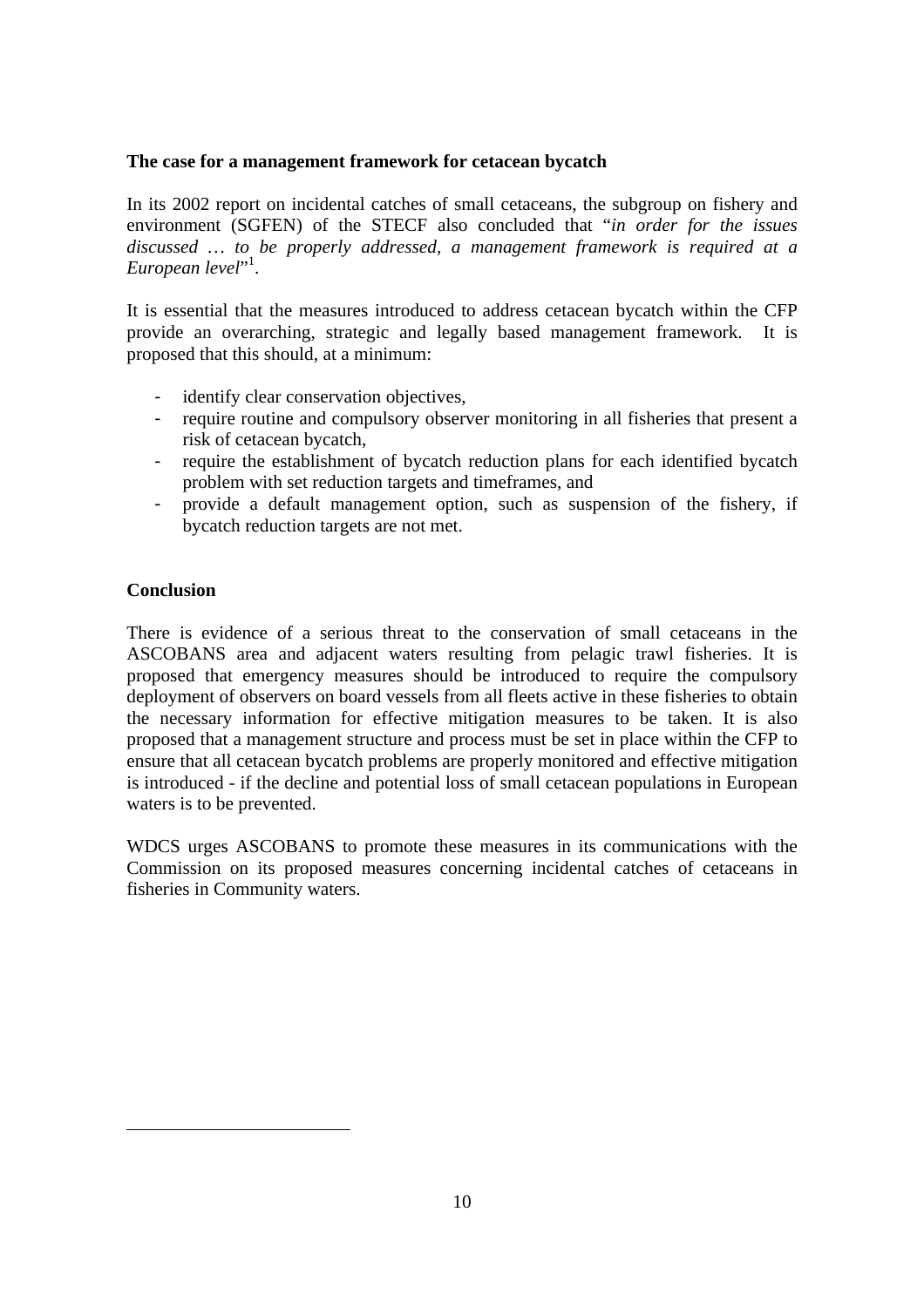**The case for a management framework for cetacean bycatch**

In its 2002 report on incidental catches of small cetaceans, the subgroup on fishery and environment (SGFEN) of the STECF also concluded that "*in order for the issues discussed … to be properly addressed, a management framework is required at a European level*"[1].

It is essential that the measures introduced to address cetacean bycatch within the CFP provide an overarching, strategic and legally based management framework. It is proposed that this should, at a minimum:

- identify clear conservation objectives,
- require routine and compulsory observer monitoring in all fisheries that present a risk of cetacean bycatch,
- require the establishment of bycatch reduction plans for each identified bycatch problem with set reduction targets and timeframes, and
- provide a default management option, such as suspension of the fishery, if bycatch reduction targets are not met.

**Conclusion**

There is evidence of a serious threat to the conservation of small cetaceans in the ASCOBANS area and adjacent waters resulting from pelagic trawl fisheries. It is proposed that emergency measures should be introduced to require the compulsory deployment of observers on board vessels from all fleets active in these fisheries to obtain the necessary information for effective mitigation measures to be taken. It is also proposed that a management structure and process must be set in place within the CFP to ensure that all cetacean bycatch problems are properly monitored and effective mitigation is introduced - if the decline and potential loss of small cetacean populations in European waters is to be prevented.

WDCS urges ASCOBANS to promote these measures in its communications with the Commission on its proposed measures concerning incidental catches of cetaceans in fisheries in Community waters.